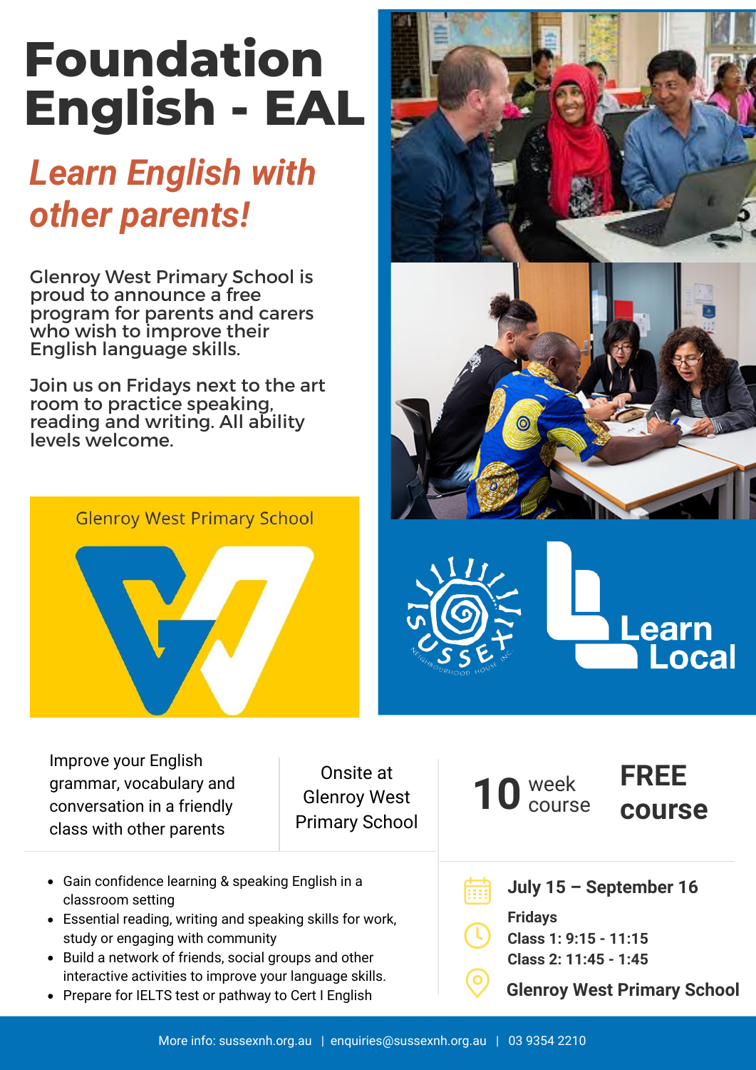# Foundation English - EAL

## *Learn English with other parents!*

Glenroy West Primary School is proud to announce a free program for parents and carers who wish to improve their English language skills.

Join us on Fridays next to the art room to practice speaking, reading and writing. All ability levels welcome.

Glenroy West Primary School

Sussex Neighbourhood House Inc.

Learn Local

Improve your English grammar, vocabulary and conversation in a friendly class with other parents

Onsite at Glenroy West Primary School

**10** week course

**FREE course**

- Gain confidence learning & speaking English in a classroom setting
- Essential reading, writing and speaking skills for work, study or engaging with community
- Build a network of friends, social groups and other interactive activities to improve your language skills.
- Prepare for IELTS test or pathway to Cert I English

**July 15 – September 16**

**Fridays**
**Class 1: 9:15 - 11:15**
**Class 2: 11:45 - 1:45**

**Glenroy West Primary School**

More info: sussexnh.org.au | enquiries@sussexnh.org.au | 03 9354 2210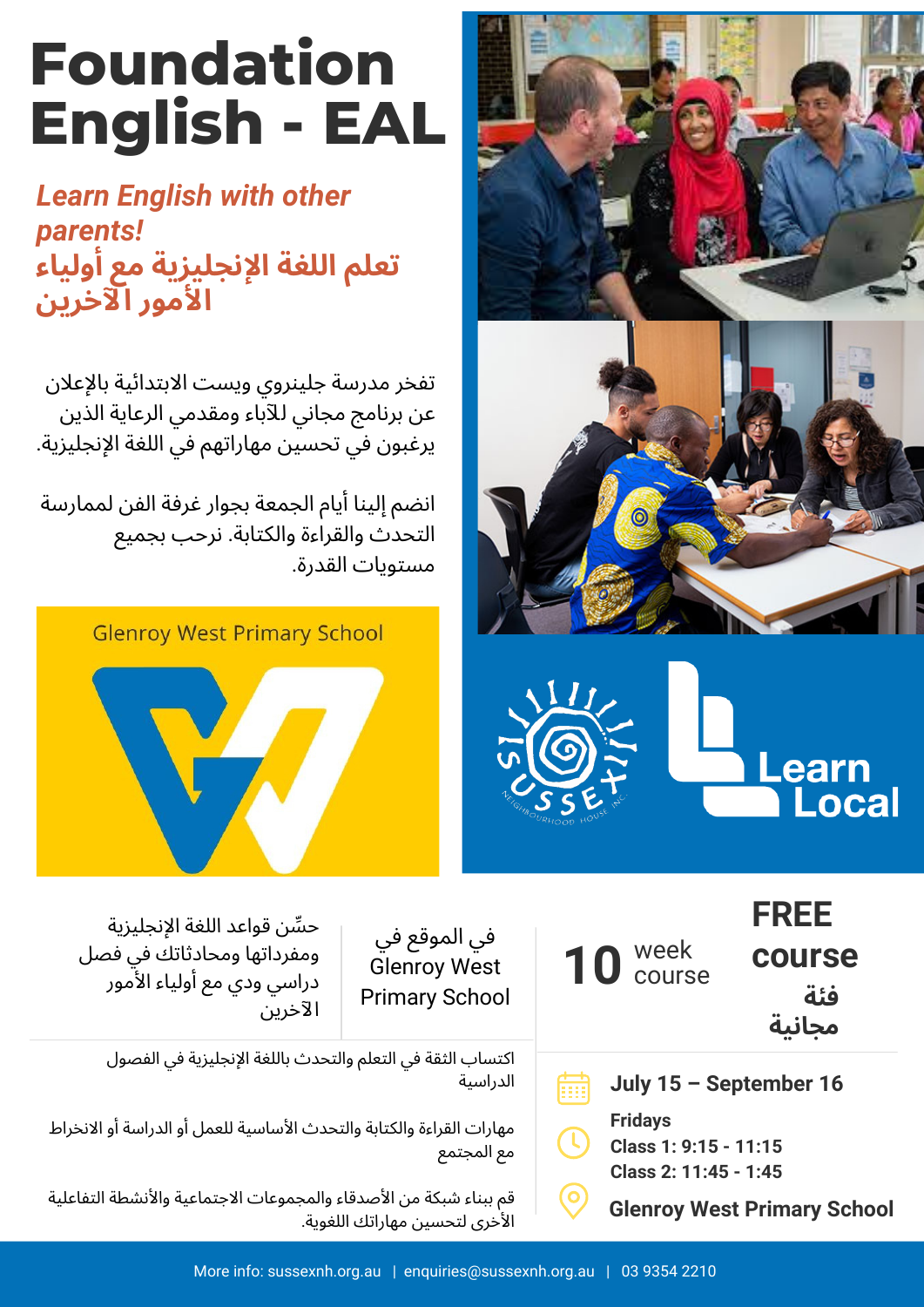# Foundation English - EAL

*Learn English with other parents!*

**تعلم اللغة الإنجليزية مع أولياء الأمور الآخرين**

تفخر مدرسة جلينروي ويست الابتدائية بالإعلان عن برنامج مجاني للآباء ومقدمي الرعاية الذين يرغبون في تحسين مهاراتهم في اللغة الإنجليزية.

انضم إلينا أيام الجمعة بجوار غرفة الفن لممارسة التحدث والقراءة والكتابة. نرحب بجميع مستويات القدرة.

Glenroy West Primary School

Learn Local

حسّن قواعد اللغة الإنجليزية ومفرداتها ومحادثاتك في فصل دراسي ودي مع أولياء الأمور الآخرين

في الموقع في Glenroy West Primary School

**10** week course

**FREE course**

**فئة مجانية**

اكتساب الثقة في التعلم والتحدث باللغة الإنجليزية في الفصول الدراسية

مهارات القراءة والكتابة والتحدث الأساسية للعمل أو الدراسة أو الانخراط مع المجتمع

قم ببناء شبكة من الأصدقاء والمجموعات الاجتماعية والأنشطة التفاعلية الأخرى لتحسين مهاراتك اللغوية.

**July 15 – September 16**

**Fridays**
**Class 1: 9:15 - 11:15**
**Class 2: 11:45 - 1:45**

**Glenroy West Primary School**

More info: sussexnh.org.au | enquiries@sussexnh.org.au | 03 9354 2210